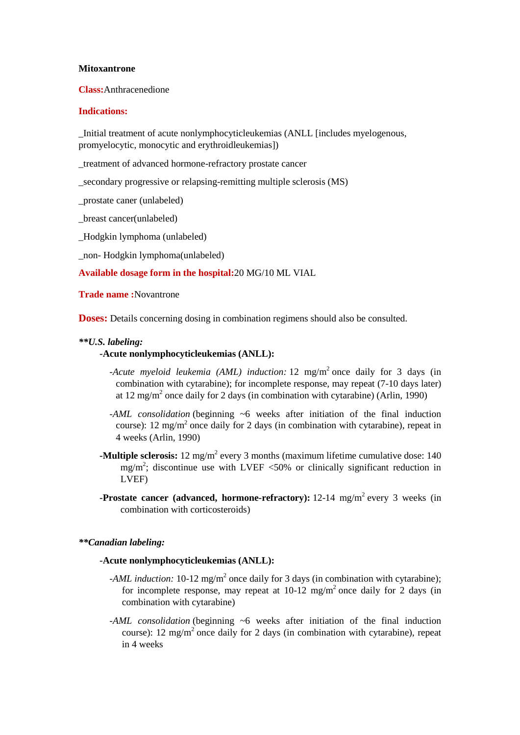**Mitoxantrone**

**Class:**Anthracenedione

**Indications:**

_Initial treatment of acute nonlymphocyticleukemias (ANLL [includes myelogenous, promyelocytic, monocytic and erythroidleukemias])

_treatment of advanced hormone-refractory prostate cancer

_secondary progressive or relapsing-remitting multiple sclerosis (MS)

_prostate caner (unlabeled)

_breast cancer(unlabeled)

_Hodgkin lymphoma (unlabeled)

_non- Hodgkin lymphoma(unlabeled)

**Available dosage form in the hospital:**20 MG/10 ML VIAL

**Trade name :**Novantrone

**Doses:** Details concerning dosing in combination regimens should also be consulted.

***\*\*U.S. labeling:***

**-Acute nonlymphocyticleukemias (ANLL):**

-*Acute myeloid leukemia (AML) induction:* 12 mg/m$^2$ once daily for 3 days (in combination with cytarabine); for incomplete response, may repeat (7-10 days later) at 12 mg/m$^2$ once daily for 2 days (in combination with cytarabine) (Arlin, 1990)

-*AML consolidation* (beginning ~6 weeks after initiation of the final induction course): 12 mg/m$^2$ once daily for 2 days (in combination with cytarabine), repeat in 4 weeks (Arlin, 1990)

**-Multiple sclerosis:** 12 mg/m$^2$ every 3 months (maximum lifetime cumulative dose: 140 mg/m$^2$; discontinue use with LVEF <50% or clinically significant reduction in LVEF)

**-Prostate cancer (advanced, hormone-refractory):** 12-14 mg/m$^2$ every 3 weeks (in combination with corticosteroids)

***\*\*Canadian labeling:***

**-Acute nonlymphocyticleukemias (ANLL):**

-*AML induction:* 10-12 mg/m$^2$ once daily for 3 days (in combination with cytarabine); for incomplete response, may repeat at 10-12 mg/m$^2$ once daily for 2 days (in combination with cytarabine)

-*AML consolidation* (beginning ~6 weeks after initiation of the final induction course): 12 mg/m$^2$ once daily for 2 days (in combination with cytarabine), repeat in 4 weeks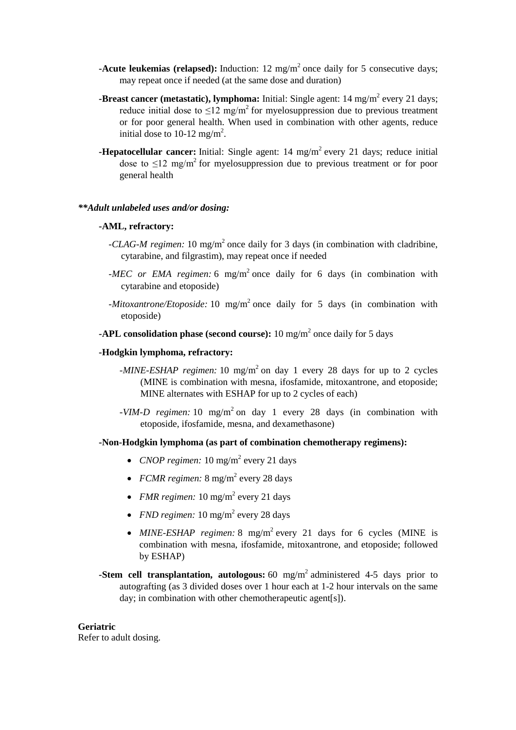**-Acute leukemias (relapsed):** Induction: 12 mg/m$^2$ once daily for 5 consecutive days; may repeat once if needed (at the same dose and duration)

**-Breast cancer (metastatic), lymphoma:** Initial: Single agent: 14 mg/m$^2$ every 21 days; reduce initial dose to ≤12 mg/m$^2$ for myelosuppression due to previous treatment or for poor general health. When used in combination with other agents, reduce initial dose to 10-12 mg/m$^2$.

**-Hepatocellular cancer:** Initial: Single agent: 14 mg/m$^2$ every 21 days; reduce initial dose to ≤12 mg/m$^2$ for myelosuppression due to previous treatment or for poor general health

***\*\*Adult unlabeled uses and/or dosing:***

**-AML, refractory:**

-*CLAG-M regimen:* 10 mg/m$^2$ once daily for 3 days (in combination with cladribine, cytarabine, and filgrastim), may repeat once if needed

-*MEC or EMA regimen:* 6 mg/m$^2$ once daily for 6 days (in combination with cytarabine and etoposide)

-*Mitoxantrone/Etoposide:* 10 mg/m$^2$ once daily for 5 days (in combination with etoposide)

**-APL consolidation phase (second course):** 10 mg/m$^2$ once daily for 5 days

**-Hodgkin lymphoma, refractory:**

-*MINE-ESHAP regimen:* 10 mg/m$^2$ on day 1 every 28 days for up to 2 cycles (MINE is combination with mesna, ifosfamide, mitoxantrone, and etoposide; MINE alternates with ESHAP for up to 2 cycles of each)

-*VIM-D regimen:* 10 mg/m$^2$ on day 1 every 28 days (in combination with etoposide, ifosfamide, mesna, and dexamethasone)

**-Non-Hodgkin lymphoma (as part of combination chemotherapy regimens):**

- *CNOP regimen:* 10 mg/m$^2$ every 21 days
- *FCMR regimen:* 8 mg/m$^2$ every 28 days
- *FMR regimen:* 10 mg/m$^2$ every 21 days
- *FND regimen:* 10 mg/m$^2$ every 28 days
- *MINE-ESHAP regimen:* 8 mg/m$^2$ every 21 days for 6 cycles (MINE is combination with mesna, ifosfamide, mitoxantrone, and etoposide; followed by ESHAP)

**-Stem cell transplantation, autologous:** 60 mg/m$^2$ administered 4-5 days prior to autografting (as 3 divided doses over 1 hour each at 1-2 hour intervals on the same day; in combination with other chemotherapeutic agent[s]).

**Geriatric**

Refer to adult dosing.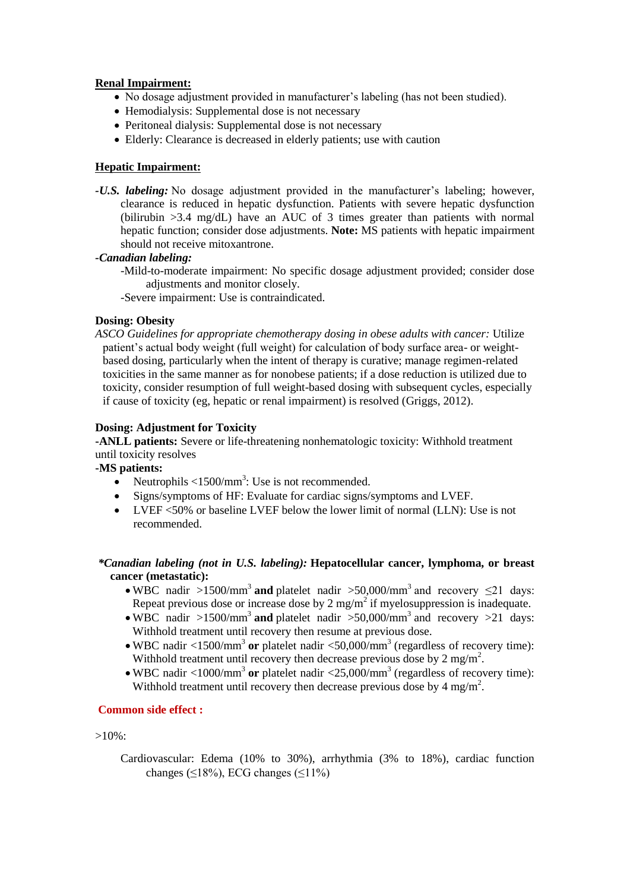**Renal Impairment:**

- No dosage adjustment provided in manufacturer's labeling (has not been studied).
- Hemodialysis: Supplemental dose is not necessary
- Peritoneal dialysis: Supplemental dose is not necessary
- Elderly: Clearance is decreased in elderly patients; use with caution

**Hepatic Impairment:**

***-U.S. labeling:*** No dosage adjustment provided in the manufacturer's labeling; however, clearance is reduced in hepatic dysfunction. Patients with severe hepatic dysfunction (bilirubin >3.4 mg/dL) have an AUC of 3 times greater than patients with normal hepatic function; consider dose adjustments. **Note:** MS patients with hepatic impairment should not receive mitoxantrone.

***-Canadian labeling:***

-Mild-to-moderate impairment: No specific dosage adjustment provided; consider dose adjustments and monitor closely.

-Severe impairment: Use is contraindicated.

**Dosing: Obesity**

*ASCO Guidelines for appropriate chemotherapy dosing in obese adults with cancer:* Utilize patient's actual body weight (full weight) for calculation of body surface area- or weight-based dosing, particularly when the intent of therapy is curative; manage regimen-related toxicities in the same manner as for nonobese patients; if a dose reduction is utilized due to toxicity, consider resumption of full weight-based dosing with subsequent cycles, especially if cause of toxicity (eg, hepatic or renal impairment) is resolved (Griggs, 2012).

**Dosing: Adjustment for Toxicity**

**-ANLL patients:** Severe or life-threatening nonhematologic toxicity: Withhold treatment until toxicity resolves

**-MS patients:**

- Neutrophils <1500/mm$^3$: Use is not recommended.
- Signs/symptoms of HF: Evaluate for cardiac signs/symptoms and LVEF.
- LVEF <50% or baseline LVEF below the lower limit of normal (LLN): Use is not recommended.

***\*Canadian labeling (not in U.S. labeling):*** **Hepatocellular cancer, lymphoma, or breast cancer (metastatic):**

- WBC nadir >1500/mm$^3$ **and** platelet nadir >50,000/mm$^3$ and recovery ≤21 days: Repeat previous dose or increase dose by 2 mg/m$^2$ if myelosuppression is inadequate.
- WBC nadir >1500/mm$^3$ **and** platelet nadir >50,000/mm$^3$ and recovery >21 days: Withhold treatment until recovery then resume at previous dose.
- WBC nadir <1500/mm$^3$ **or** platelet nadir <50,000/mm$^3$ (regardless of recovery time): Withhold treatment until recovery then decrease previous dose by 2 mg/m$^2$.
- WBC nadir <1000/mm$^3$ **or** platelet nadir <25,000/mm$^3$ (regardless of recovery time): Withhold treatment until recovery then decrease previous dose by 4 mg/m$^2$.

**Common side effect :**

>10%:

Cardiovascular: Edema (10% to 30%), arrhythmia (3% to 18%), cardiac function changes (≤18%), ECG changes (≤11%)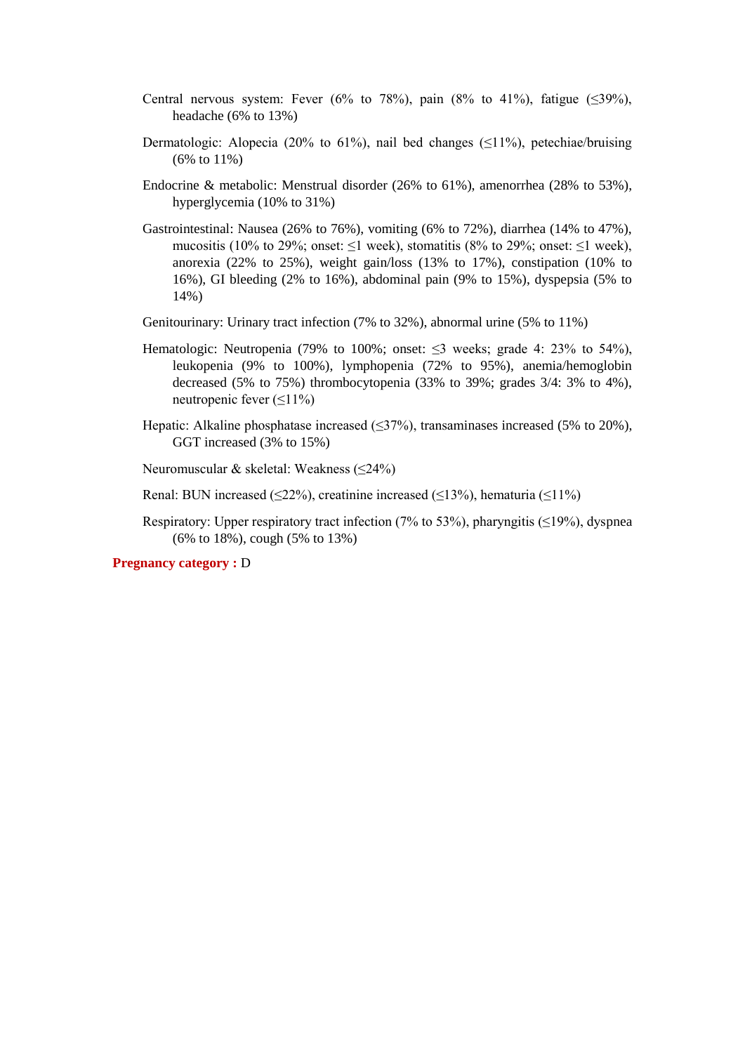Central nervous system: Fever (6% to 78%), pain (8% to 41%), fatigue (≤39%), headache (6% to 13%)

Dermatologic: Alopecia (20% to 61%), nail bed changes (≤11%), petechiae/bruising (6% to 11%)

Endocrine & metabolic: Menstrual disorder (26% to 61%), amenorrhea (28% to 53%), hyperglycemia (10% to 31%)

Gastrointestinal: Nausea (26% to 76%), vomiting (6% to 72%), diarrhea (14% to 47%), mucositis (10% to 29%; onset: ≤1 week), stomatitis (8% to 29%; onset: ≤1 week), anorexia (22% to 25%), weight gain/loss (13% to 17%), constipation (10% to 16%), GI bleeding (2% to 16%), abdominal pain (9% to 15%), dyspepsia (5% to 14%)

Genitourinary: Urinary tract infection (7% to 32%), abnormal urine (5% to 11%)

Hematologic: Neutropenia (79% to 100%; onset: ≤3 weeks; grade 4: 23% to 54%), leukopenia (9% to 100%), lymphopenia (72% to 95%), anemia/hemoglobin decreased (5% to 75%) thrombocytopenia (33% to 39%; grades 3/4: 3% to 4%), neutropenic fever (≤11%)

Hepatic: Alkaline phosphatase increased (≤37%), transaminases increased (5% to 20%), GGT increased (3% to 15%)

Neuromuscular & skeletal: Weakness (≤24%)

Renal: BUN increased (≤22%), creatinine increased (≤13%), hematuria (≤11%)

Respiratory: Upper respiratory tract infection (7% to 53%), pharyngitis (≤19%), dyspnea (6% to 18%), cough (5% to 13%)

**Pregnancy category :** D